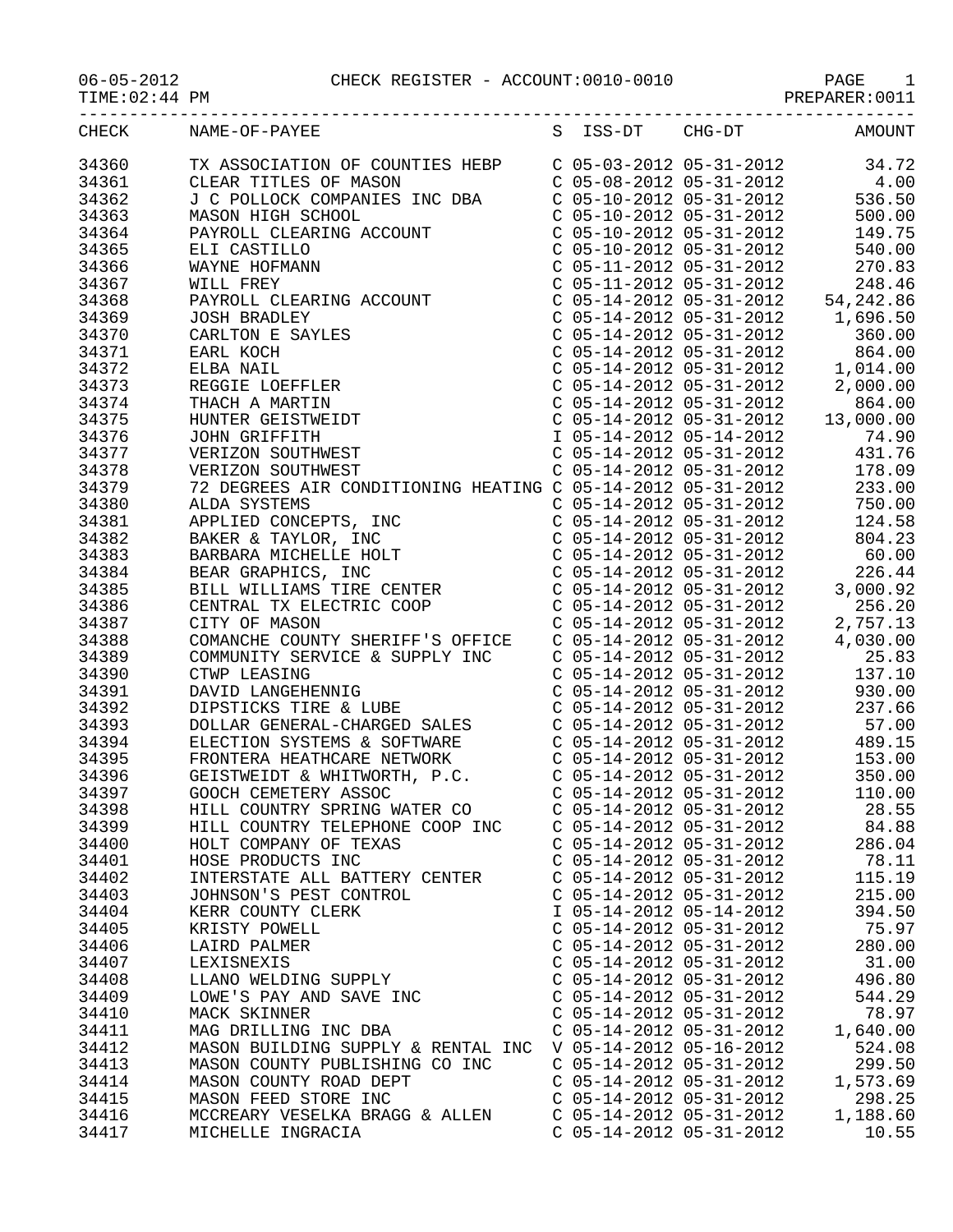CHECK REGISTER - ACCOUNT:0010-0010

06-05-2012
TIME:02:44 PM
PREPARER:0011

| CHECK | NAME-OF-PAYEE | S | ISS-DT | CHG-DT | AMOUNT |
|---|---|---|---|---|---|
| 34360 | TX ASSOCIATION OF COUNTIES HEBP | C | 05-03-2012 | 05-31-2012 | 34.72 |
| 34361 | CLEAR TITLES OF MASON | C | 05-08-2012 | 05-31-2012 | 4.00 |
| 34362 | J C POLLOCK COMPANIES INC DBA | C | 05-10-2012 | 05-31-2012 | 536.50 |
| 34363 | MASON HIGH SCHOOL | C | 05-10-2012 | 05-31-2012 | 500.00 |
| 34364 | PAYROLL CLEARING ACCOUNT | C | 05-10-2012 | 05-31-2012 | 149.75 |
| 34365 | ELI CASTILLO | C | 05-10-2012 | 05-31-2012 | 540.00 |
| 34366 | WAYNE HOFMANN | C | 05-11-2012 | 05-31-2012 | 270.83 |
| 34367 | WILL FREY | C | 05-11-2012 | 05-31-2012 | 248.46 |
| 34368 | PAYROLL CLEARING ACCOUNT | C | 05-14-2012 | 05-31-2012 | 54,242.86 |
| 34369 | JOSH BRADLEY | C | 05-14-2012 | 05-31-2012 | 1,696.50 |
| 34370 | CARLTON E SAYLES | C | 05-14-2012 | 05-31-2012 | 360.00 |
| 34371 | EARL KOCH | C | 05-14-2012 | 05-31-2012 | 864.00 |
| 34372 | ELBA NAIL | C | 05-14-2012 | 05-31-2012 | 1,014.00 |
| 34373 | REGGIE LOEFFLER | C | 05-14-2012 | 05-31-2012 | 2,000.00 |
| 34374 | THACH A MARTIN | C | 05-14-2012 | 05-31-2012 | 864.00 |
| 34375 | HUNTER GEISTWEIDT | C | 05-14-2012 | 05-31-2012 | 13,000.00 |
| 34376 | JOHN GRIFFITH | I | 05-14-2012 | 05-14-2012 | 74.90 |
| 34377 | VERIZON SOUTHWEST | C | 05-14-2012 | 05-31-2012 | 431.76 |
| 34378 | VERIZON SOUTHWEST | C | 05-14-2012 | 05-31-2012 | 178.09 |
| 34379 | 72 DEGREES AIR CONDITIONING HEATING | C | 05-14-2012 | 05-31-2012 | 233.00 |
| 34380 | ALDA SYSTEMS | C | 05-14-2012 | 05-31-2012 | 750.00 |
| 34381 | APPLIED CONCEPTS, INC | C | 05-14-2012 | 05-31-2012 | 124.58 |
| 34382 | BAKER & TAYLOR, INC | C | 05-14-2012 | 05-31-2012 | 804.23 |
| 34383 | BARBARA MICHELLE HOLT | C | 05-14-2012 | 05-31-2012 | 60.00 |
| 34384 | BEAR GRAPHICS, INC | C | 05-14-2012 | 05-31-2012 | 226.44 |
| 34385 | BILL WILLIAMS TIRE CENTER | C | 05-14-2012 | 05-31-2012 | 3,000.92 |
| 34386 | CENTRAL TX ELECTRIC COOP | C | 05-14-2012 | 05-31-2012 | 256.20 |
| 34387 | CITY OF MASON | C | 05-14-2012 | 05-31-2012 | 2,757.13 |
| 34388 | COMANCHE COUNTY SHERIFF'S OFFICE | C | 05-14-2012 | 05-31-2012 | 4,030.00 |
| 34389 | COMMUNITY SERVICE & SUPPLY INC | C | 05-14-2012 | 05-31-2012 | 25.83 |
| 34390 | CTWP LEASING | C | 05-14-2012 | 05-31-2012 | 137.10 |
| 34391 | DAVID LANGEHENNIG | C | 05-14-2012 | 05-31-2012 | 930.00 |
| 34392 | DIPSTICKS TIRE & LUBE | C | 05-14-2012 | 05-31-2012 | 237.66 |
| 34393 | DOLLAR GENERAL-CHARGED SALES | C | 05-14-2012 | 05-31-2012 | 57.00 |
| 34394 | ELECTION SYSTEMS & SOFTWARE | C | 05-14-2012 | 05-31-2012 | 489.15 |
| 34395 | FRONTERA HEATHCARE NETWORK | C | 05-14-2012 | 05-31-2012 | 153.00 |
| 34396 | GEISTWEIDT & WHITWORTH, P.C. | C | 05-14-2012 | 05-31-2012 | 350.00 |
| 34397 | GOOCH CEMETERY ASSOC | C | 05-14-2012 | 05-31-2012 | 110.00 |
| 34398 | HILL COUNTRY SPRING WATER CO | C | 05-14-2012 | 05-31-2012 | 28.55 |
| 34399 | HILL COUNTRY TELEPHONE COOP INC | C | 05-14-2012 | 05-31-2012 | 84.88 |
| 34400 | HOLT COMPANY OF TEXAS | C | 05-14-2012 | 05-31-2012 | 286.04 |
| 34401 | HOSE PRODUCTS INC | C | 05-14-2012 | 05-31-2012 | 78.11 |
| 34402 | INTERSTATE ALL BATTERY CENTER | C | 05-14-2012 | 05-31-2012 | 115.19 |
| 34403 | JOHNSON'S PEST CONTROL | C | 05-14-2012 | 05-31-2012 | 215.00 |
| 34404 | KERR COUNTY CLERK | I | 05-14-2012 | 05-14-2012 | 394.50 |
| 34405 | KRISTY POWELL | C | 05-14-2012 | 05-31-2012 | 75.97 |
| 34406 | LAIRD PALMER | C | 05-14-2012 | 05-31-2012 | 280.00 |
| 34407 | LEXISNEXIS | C | 05-14-2012 | 05-31-2012 | 31.00 |
| 34408 | LLANO WELDING SUPPLY | C | 05-14-2012 | 05-31-2012 | 496.80 |
| 34409 | LOWE'S PAY AND SAVE INC | C | 05-14-2012 | 05-31-2012 | 544.29 |
| 34410 | MACK SKINNER | C | 05-14-2012 | 05-31-2012 | 78.97 |
| 34411 | MAG DRILLING INC DBA | C | 05-14-2012 | 05-31-2012 | 1,640.00 |
| 34412 | MASON BUILDING SUPPLY & RENTAL INC | V | 05-14-2012 | 05-16-2012 | 524.08 |
| 34413 | MASON COUNTY PUBLISHING CO INC | C | 05-14-2012 | 05-31-2012 | 299.50 |
| 34414 | MASON COUNTY ROAD DEPT | C | 05-14-2012 | 05-31-2012 | 1,573.69 |
| 34415 | MASON FEED STORE INC | C | 05-14-2012 | 05-31-2012 | 298.25 |
| 34416 | MCCREARY VESELKA BRAGG & ALLEN | C | 05-14-2012 | 05-31-2012 | 1,188.60 |
| 34417 | MICHELLE INGRACIA | C | 05-14-2012 | 05-31-2012 | 10.55 |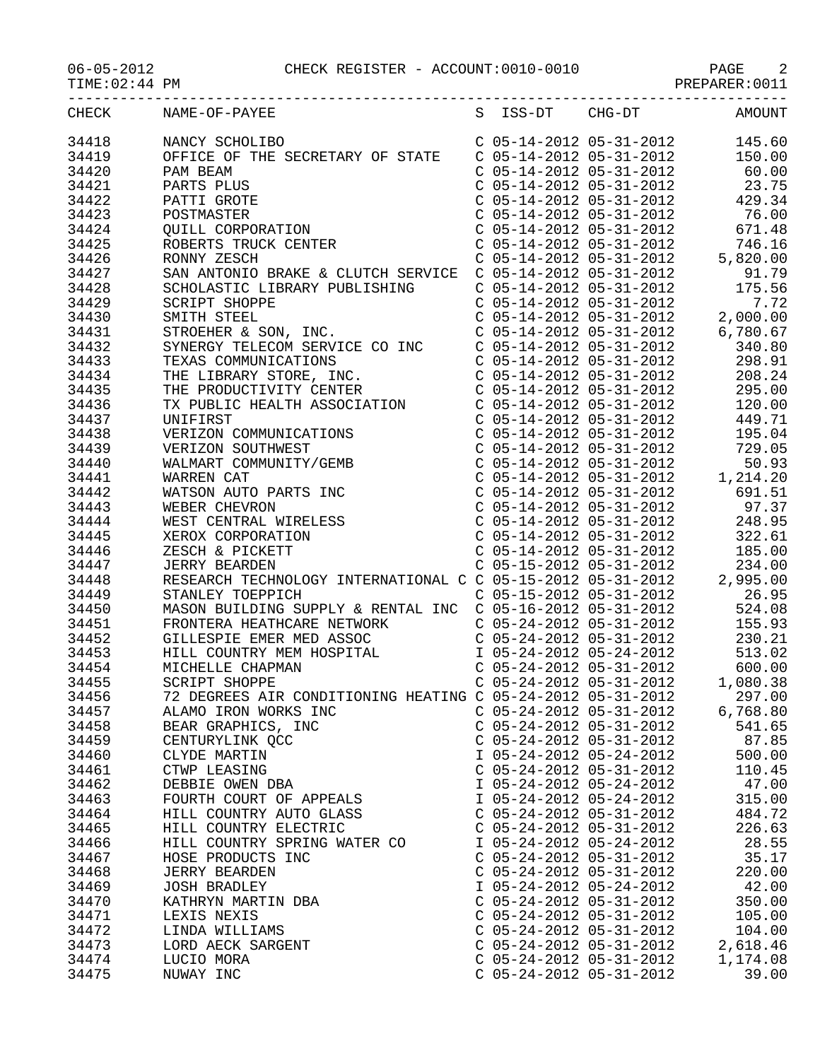CHECK REGISTER - ACCOUNT:0010-0010

06-05-2012
TIME:02:44 PM
PREPARER:0011

| CHECK | NAME-OF-PAYEE | S | ISS-DT | CHG-DT | AMOUNT |
|---|---|---|---|---|---|
| 34418 | NANCY SCHOLIBO | C | 05-14-2012 | 05-31-2012 | 145.60 |
| 34419 | OFFICE OF THE SECRETARY OF STATE | C | 05-14-2012 | 05-31-2012 | 150.00 |
| 34420 | PAM BEAM | C | 05-14-2012 | 05-31-2012 | 60.00 |
| 34421 | PARTS PLUS | C | 05-14-2012 | 05-31-2012 | 23.75 |
| 34422 | PATTI GROTE | C | 05-14-2012 | 05-31-2012 | 429.34 |
| 34423 | POSTMASTER | C | 05-14-2012 | 05-31-2012 | 76.00 |
| 34424 | QUILL CORPORATION | C | 05-14-2012 | 05-31-2012 | 671.48 |
| 34425 | ROBERTS TRUCK CENTER | C | 05-14-2012 | 05-31-2012 | 746.16 |
| 34426 | RONNY ZESCH | C | 05-14-2012 | 05-31-2012 | 5,820.00 |
| 34427 | SAN ANTONIO BRAKE & CLUTCH SERVICE | C | 05-14-2012 | 05-31-2012 | 91.79 |
| 34428 | SCHOLASTIC LIBRARY PUBLISHING | C | 05-14-2012 | 05-31-2012 | 175.56 |
| 34429 | SCRIPT SHOPPE | C | 05-14-2012 | 05-31-2012 | 7.72 |
| 34430 | SMITH STEEL | C | 05-14-2012 | 05-31-2012 | 2,000.00 |
| 34431 | STROEHER & SON, INC. | C | 05-14-2012 | 05-31-2012 | 6,780.67 |
| 34432 | SYNERGY TELECOM SERVICE CO INC | C | 05-14-2012 | 05-31-2012 | 340.80 |
| 34433 | TEXAS COMMUNICATIONS | C | 05-14-2012 | 05-31-2012 | 298.91 |
| 34434 | THE LIBRARY STORE, INC. | C | 05-14-2012 | 05-31-2012 | 208.24 |
| 34435 | THE PRODUCTIVITY CENTER | C | 05-14-2012 | 05-31-2012 | 295.00 |
| 34436 | TX PUBLIC HEALTH ASSOCIATION | C | 05-14-2012 | 05-31-2012 | 120.00 |
| 34437 | UNIFIRST | C | 05-14-2012 | 05-31-2012 | 449.71 |
| 34438 | VERIZON COMMUNICATIONS | C | 05-14-2012 | 05-31-2012 | 195.04 |
| 34439 | VERIZON SOUTHWEST | C | 05-14-2012 | 05-31-2012 | 729.05 |
| 34440 | WALMART COMMUNITY/GEMB | C | 05-14-2012 | 05-31-2012 | 50.93 |
| 34441 | WARREN CAT | C | 05-14-2012 | 05-31-2012 | 1,214.20 |
| 34442 | WATSON AUTO PARTS INC | C | 05-14-2012 | 05-31-2012 | 691.51 |
| 34443 | WEBER CHEVRON | C | 05-14-2012 | 05-31-2012 | 97.37 |
| 34444 | WEST CENTRAL WIRELESS | C | 05-14-2012 | 05-31-2012 | 248.95 |
| 34445 | XEROX CORPORATION | C | 05-14-2012 | 05-31-2012 | 322.61 |
| 34446 | ZESCH & PICKETT | C | 05-14-2012 | 05-31-2012 | 185.00 |
| 34447 | JERRY BEARDEN | C | 05-15-2012 | 05-31-2012 | 234.00 |
| 34448 | RESEARCH TECHNOLOGY INTERNATIONAL C | C | 05-15-2012 | 05-31-2012 | 2,995.00 |
| 34449 | STANLEY TOEPPICH | C | 05-15-2012 | 05-31-2012 | 26.95 |
| 34450 | MASON BUILDING SUPPLY & RENTAL INC | C | 05-16-2012 | 05-31-2012 | 524.08 |
| 34451 | FRONTERA HEATHCARE NETWORK | C | 05-24-2012 | 05-31-2012 | 155.93 |
| 34452 | GILLESPIE EMER MED ASSOC | C | 05-24-2012 | 05-31-2012 | 230.21 |
| 34453 | HILL COUNTRY MEM HOSPITAL | I | 05-24-2012 | 05-24-2012 | 513.02 |
| 34454 | MICHELLE CHAPMAN | C | 05-24-2012 | 05-31-2012 | 600.00 |
| 34455 | SCRIPT SHOPPE | C | 05-24-2012 | 05-31-2012 | 1,080.38 |
| 34456 | 72 DEGREES AIR CONDITIONING HEATING | C | 05-24-2012 | 05-31-2012 | 297.00 |
| 34457 | ALAMO IRON WORKS INC | C | 05-24-2012 | 05-31-2012 | 6,768.80 |
| 34458 | BEAR GRAPHICS, INC | C | 05-24-2012 | 05-31-2012 | 541.65 |
| 34459 | CENTURYLINK QCC | C | 05-24-2012 | 05-31-2012 | 87.85 |
| 34460 | CLYDE MARTIN | I | 05-24-2012 | 05-24-2012 | 500.00 |
| 34461 | CTWP LEASING | C | 05-24-2012 | 05-31-2012 | 110.45 |
| 34462 | DEBBIE OWEN DBA | I | 05-24-2012 | 05-24-2012 | 47.00 |
| 34463 | FOURTH COURT OF APPEALS | I | 05-24-2012 | 05-24-2012 | 315.00 |
| 34464 | HILL COUNTRY AUTO GLASS | C | 05-24-2012 | 05-31-2012 | 484.72 |
| 34465 | HILL COUNTRY ELECTRIC | C | 05-24-2012 | 05-31-2012 | 226.63 |
| 34466 | HILL COUNTRY SPRING WATER CO | I | 05-24-2012 | 05-24-2012 | 28.55 |
| 34467 | HOSE PRODUCTS INC | C | 05-24-2012 | 05-31-2012 | 35.17 |
| 34468 | JERRY BEARDEN | C | 05-24-2012 | 05-31-2012 | 220.00 |
| 34469 | JOSH BRADLEY | I | 05-24-2012 | 05-24-2012 | 42.00 |
| 34470 | KATHRYN MARTIN DBA | C | 05-24-2012 | 05-31-2012 | 350.00 |
| 34471 | LEXIS NEXIS | C | 05-24-2012 | 05-31-2012 | 105.00 |
| 34472 | LINDA WILLIAMS | C | 05-24-2012 | 05-31-2012 | 104.00 |
| 34473 | LORD AECK SARGENT | C | 05-24-2012 | 05-31-2012 | 2,618.46 |
| 34474 | LUCIO MORA | C | 05-24-2012 | 05-31-2012 | 1,174.08 |
| 34475 | NUWAY INC | C | 05-24-2012 | 05-31-2012 | 39.00 |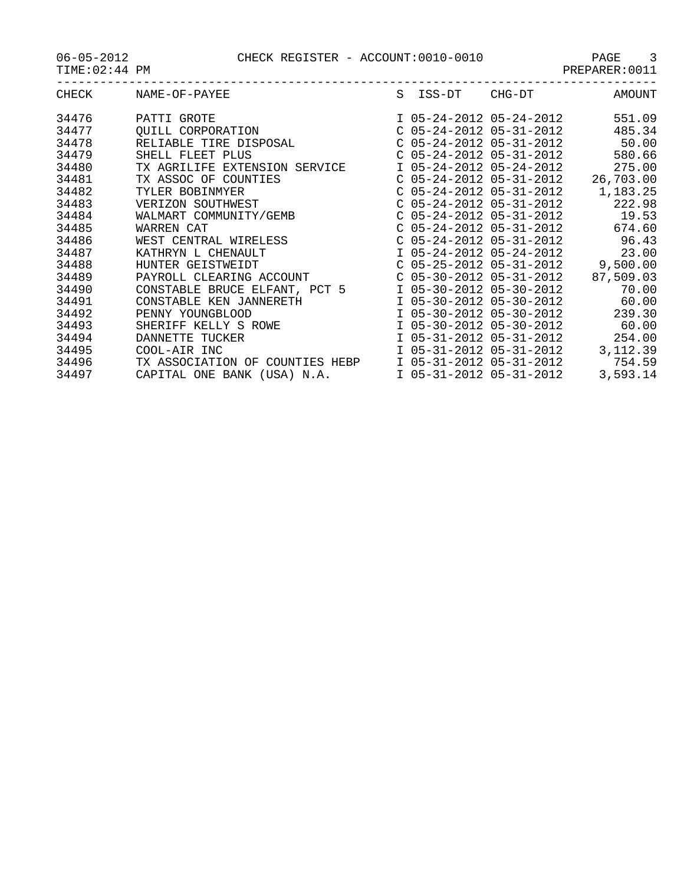06-05-2012 CHECK REGISTER - ACCOUNT:0010-0010

TIME:02:44 PM PREPARER:0011

| CHECK | NAME-OF-PAYEE | S | ISS-DT | CHG-DT | AMOUNT |
|---|---|---|---|---|---|
| 34476 | PATTI GROTE | I | 05-24-2012 | 05-24-2012 | 551.09 |
| 34477 | QUILL CORPORATION | C | 05-24-2012 | 05-31-2012 | 485.34 |
| 34478 | RELIABLE TIRE DISPOSAL | C | 05-24-2012 | 05-31-2012 | 50.00 |
| 34479 | SHELL FLEET PLUS | C | 05-24-2012 | 05-31-2012 | 580.66 |
| 34480 | TX AGRILIFE EXTENSION SERVICE | I | 05-24-2012 | 05-24-2012 | 275.00 |
| 34481 | TX ASSOC OF COUNTIES | C | 05-24-2012 | 05-31-2012 | 26,703.00 |
| 34482 | TYLER BOBINMYER | C | 05-24-2012 | 05-31-2012 | 1,183.25 |
| 34483 | VERIZON SOUTHWEST | C | 05-24-2012 | 05-31-2012 | 222.98 |
| 34484 | WALMART COMMUNITY/GEMB | C | 05-24-2012 | 05-31-2012 | 19.53 |
| 34485 | WARREN CAT | C | 05-24-2012 | 05-31-2012 | 674.60 |
| 34486 | WEST CENTRAL WIRELESS | C | 05-24-2012 | 05-31-2012 | 96.43 |
| 34487 | KATHRYN L CHENAULT | I | 05-24-2012 | 05-24-2012 | 23.00 |
| 34488 | HUNTER GEISTWEIDT | C | 05-25-2012 | 05-31-2012 | 9,500.00 |
| 34489 | PAYROLL CLEARING ACCOUNT | C | 05-30-2012 | 05-31-2012 | 87,509.03 |
| 34490 | CONSTABLE BRUCE ELFANT, PCT 5 | I | 05-30-2012 | 05-30-2012 | 70.00 |
| 34491 | CONSTABLE KEN JANNERETH | I | 05-30-2012 | 05-30-2012 | 60.00 |
| 34492 | PENNY YOUNGBLOOD | I | 05-30-2012 | 05-30-2012 | 239.30 |
| 34493 | SHERIFF KELLY S ROWE | I | 05-30-2012 | 05-30-2012 | 60.00 |
| 34494 | DANNETTE TUCKER | I | 05-31-2012 | 05-31-2012 | 254.00 |
| 34495 | COOL-AIR INC | I | 05-31-2012 | 05-31-2012 | 3,112.39 |
| 34496 | TX ASSOCIATION OF COUNTIES HEBP | I | 05-31-2012 | 05-31-2012 | 754.59 |
| 34497 | CAPITAL ONE BANK (USA) N.A. | I | 05-31-2012 | 05-31-2012 | 3,593.14 |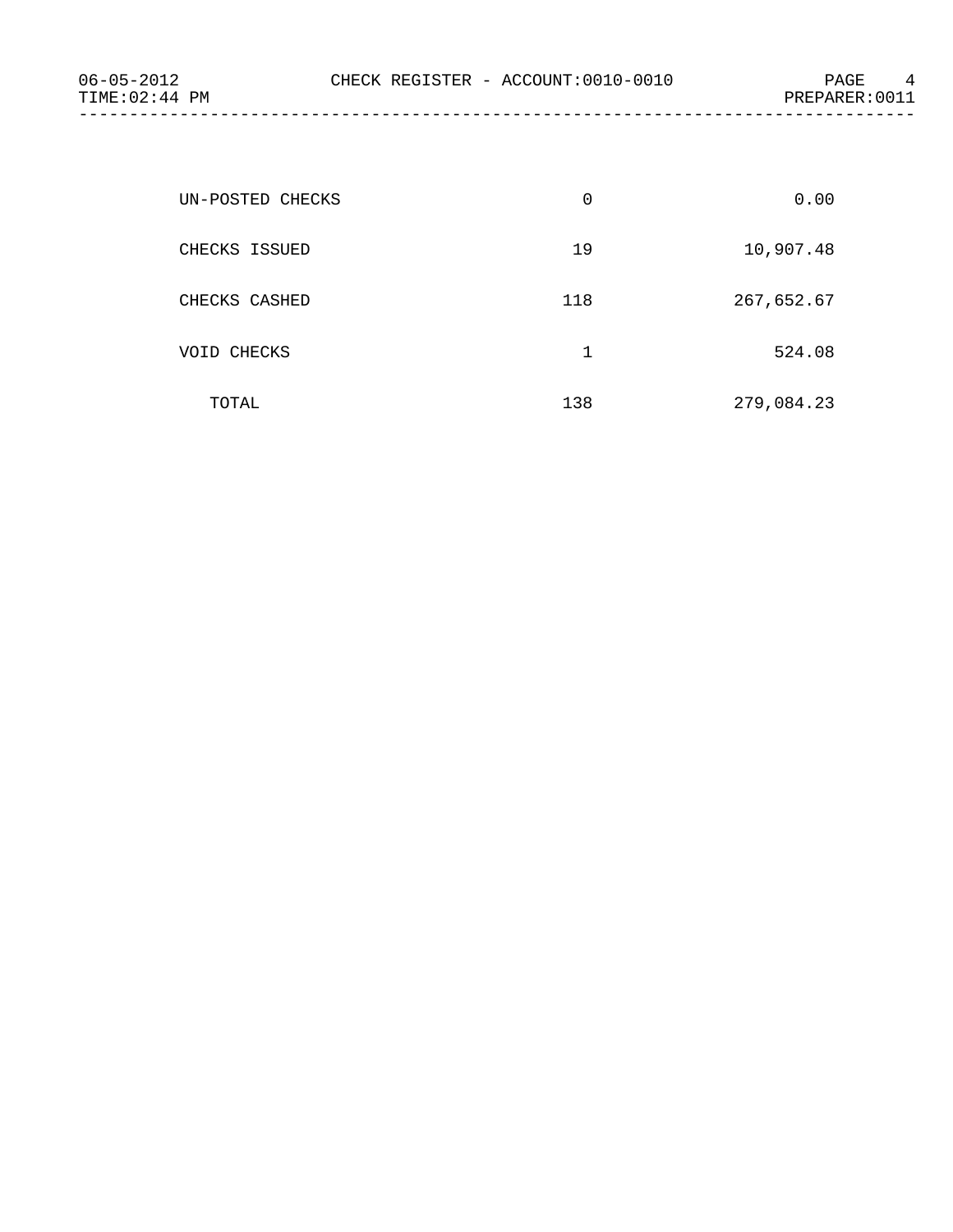06-05-2012 CHECK REGISTER - ACCOUNT:0010-0010 PAGE 4
TIME:02:44 PM PREPARER:0011

| | | |
|---|---|---|
| UN-POSTED CHECKS | 0 | 0.00 |
| CHECKS ISSUED | 19 | 10,907.48 |
| CHECKS CASHED | 118 | 267,652.67 |
| VOID CHECKS | 1 | 524.08 |
| TOTAL | 138 | 279,084.23 |